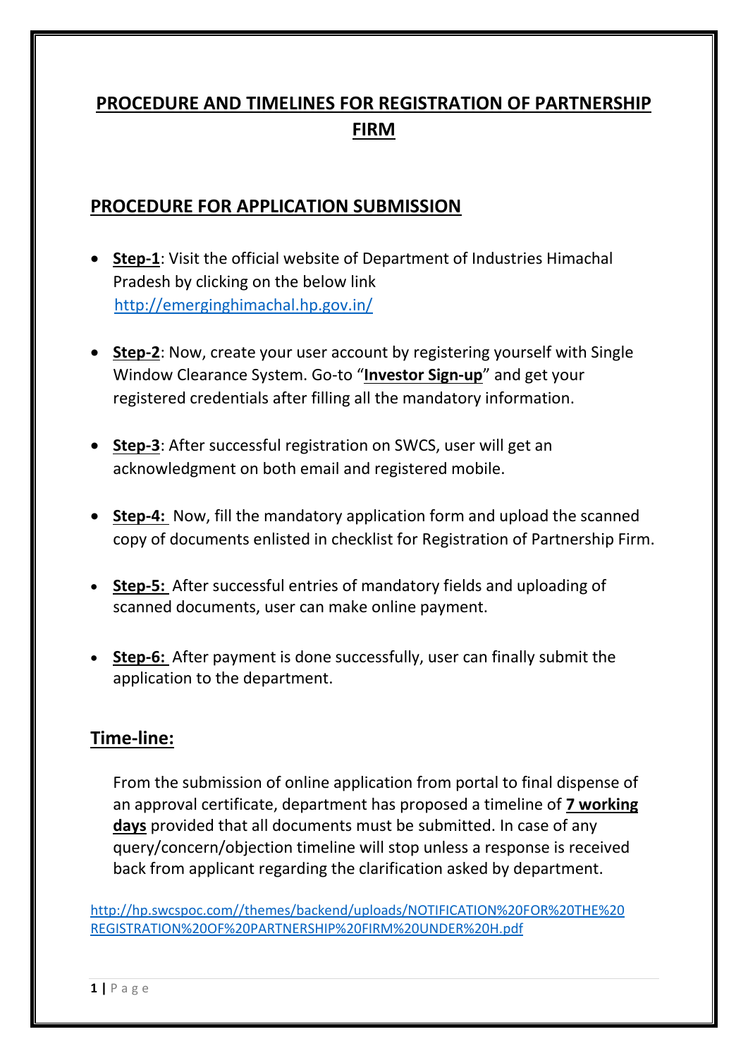# PROCEDURE AND TIMELINES FOR REGISTRATION OF PARTNERSHIP FIRM

## PROCEDURE FOR APPLICATION SUBMISSION

- **Step-1**: Visit the official website of Department of Industries Himachal Pradesh by clicking on the below link http://emerginghimachal.hp.gov.in/
- **Step-2**: Now, create your user account by registering yourself with Single Window Clearance System. Go-to "**Investor Sign-up**" and get your registered credentials after filling all the mandatory information.
- **Step-3**: After successful registration on SWCS, user will get an acknowledgment on both email and registered mobile.
- **Step-4:** Now, fill the mandatory application form and upload the scanned copy of documents enlisted in checklist for Registration of Partnership Firm.
- **Step-5:** After successful entries of mandatory fields and uploading of scanned documents, user can make online payment.
- **Step-6:** After payment is done successfully, user can finally submit the application to the department.

## Time-line:

From the submission of online application from portal to final dispense of an approval certificate, department has proposed a timeline of **7 working days** provided that all documents must be submitted. In case of any query/concern/objection timeline will stop unless a response is received back from applicant regarding the clarification asked by department.

http://hp.swcspoc.com//themes/backend/uploads/NOTIFICATION%20FOR%20THE%20REGISTRATION%20OF%20PARTNERSHIP%20FIRM%20UNDER%20H.pdf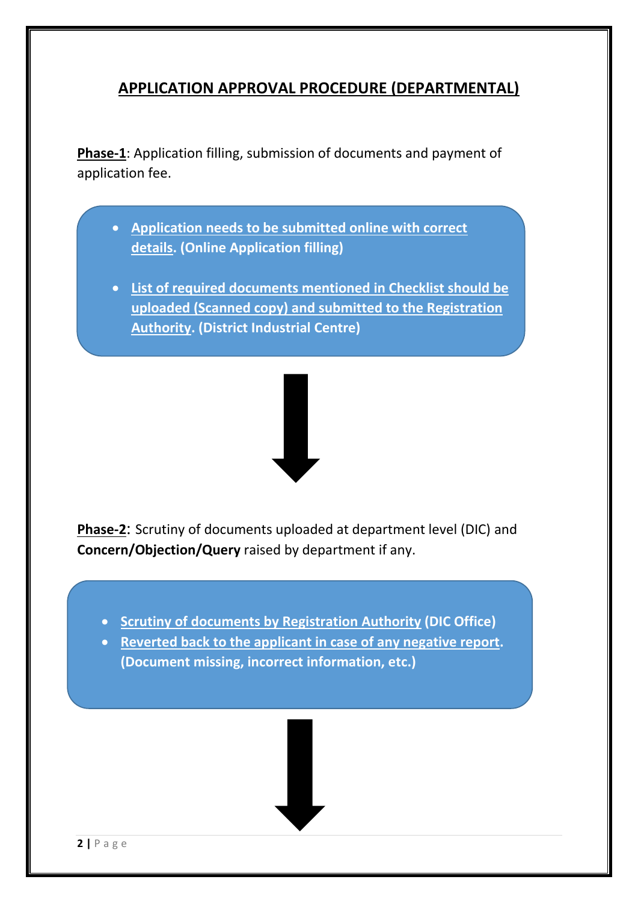## APPLICATION APPROVAL PROCEDURE (DEPARTMENTAL)

**Phase-1**: Application filling, submission of documents and payment of application fee.

- **Application needs to be submitted online with correct details. (Online Application filling)**
- **List of required documents mentioned in Checklist should be uploaded (Scanned copy) and submitted to the Registration Authority. (District Industrial Centre)**

**Phase-2**: Scrutiny of documents uploaded at department level (DIC) and **Concern/Objection/Query** raised by department if any.

- **Scrutiny of documents by Registration Authority (DIC Office)**
- **Reverted back to the applicant in case of any negative report. (Document missing, incorrect information, etc.)**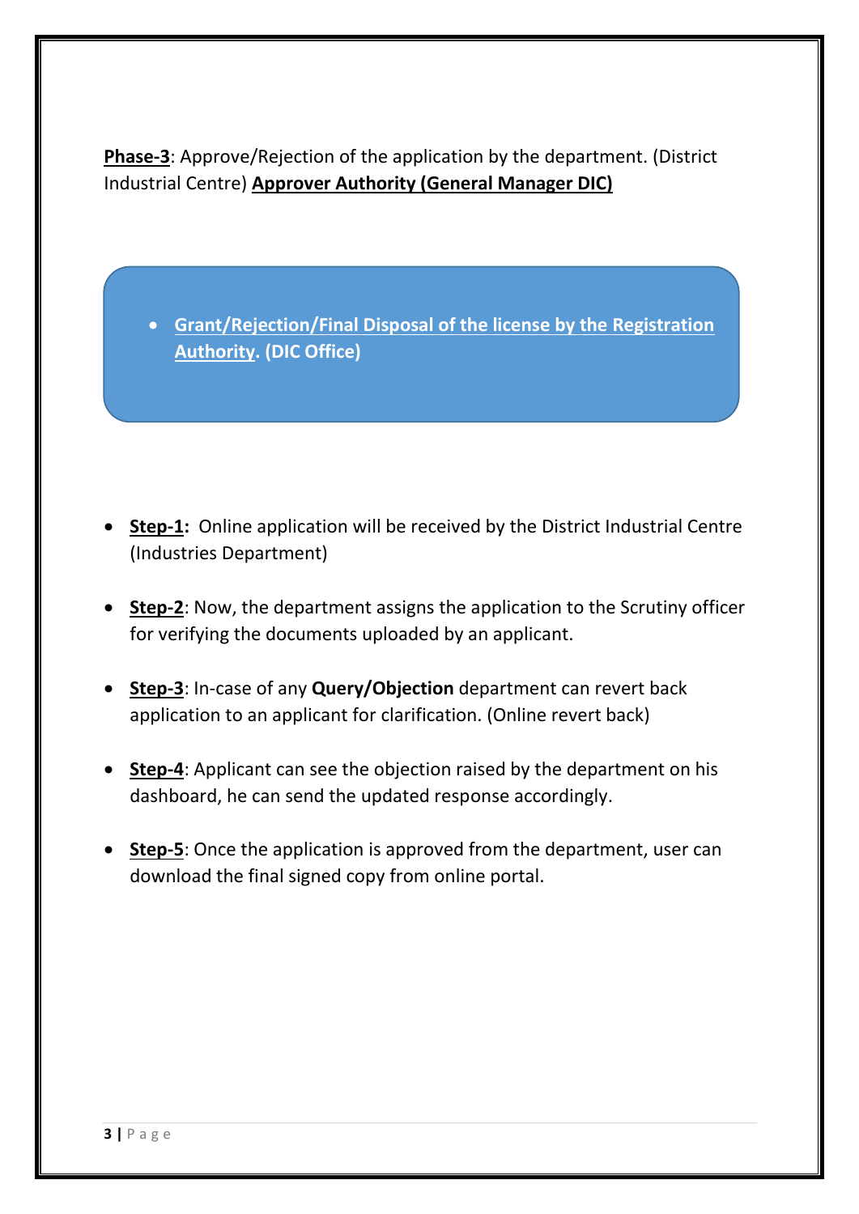**<u>Phase-3</u>**: Approve/Rejection of the application by the department. (District Industrial Centre) **<u>Approver Authority (General Manager DIC)</u>**

- **<u>Grant/Rejection/Final Disposal of the license by the Registration Authority</u>. (DIC Office)**

- **<u>Step-1</u>:** Online application will be received by the District Industrial Centre (Industries Department)
- **<u>Step-2</u>**: Now, the department assigns the application to the Scrutiny officer for verifying the documents uploaded by an applicant.
- **<u>Step-3</u>**: In-case of any **Query/Objection** department can revert back application to an applicant for clarification. (Online revert back)
- **<u>Step-4</u>**: Applicant can see the objection raised by the department on his dashboard, he can send the updated response accordingly.
- **<u>Step-5</u>**: Once the application is approved from the department, user can download the final signed copy from online portal.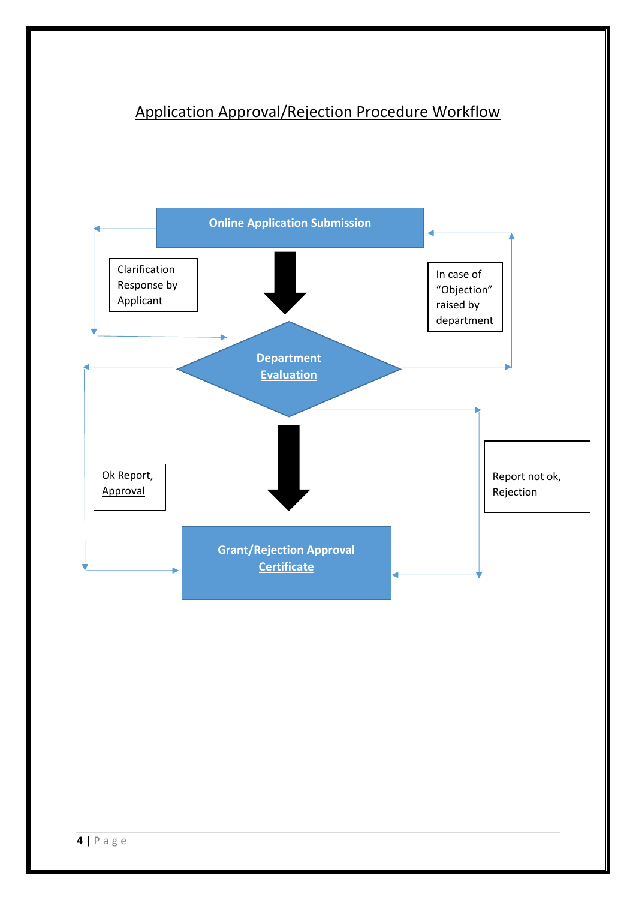## Application Approval/Rejection Procedure Workflow

Online Application Submission

Clarification Response by Applicant

In case of "Objection" raised by department

Department Evaluation

Ok Report, Approval

Report not ok, Rejection

Grant/Rejection Approval Certificate